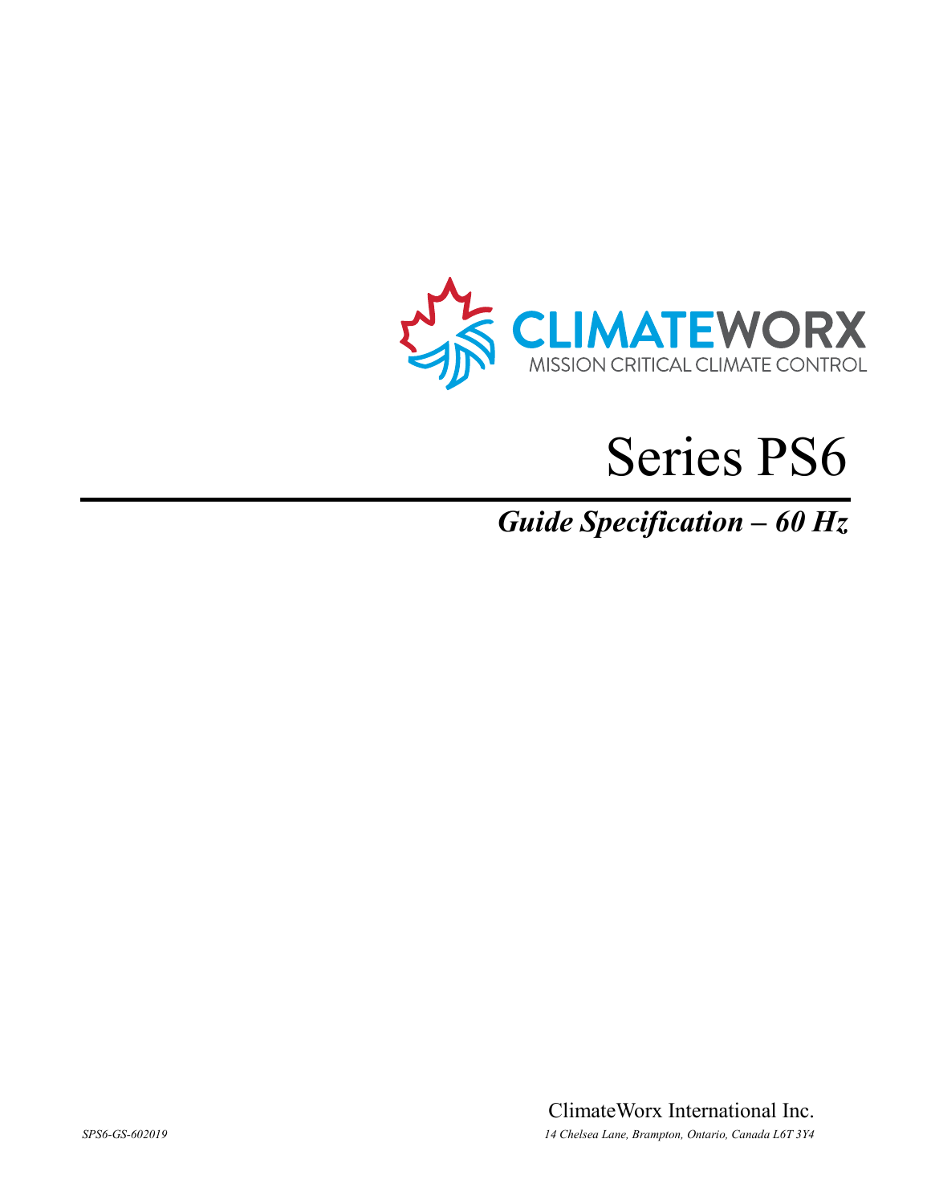CLIMATEWORX
MISSION CRITICAL CLIMATE CONTROL

# Series PS6

***Guide Specification – 60 Hz***

ClimateWorx International Inc.

*SPS6-GS-602019*

*14 Chelsea Lane, Brampton, Ontario, Canada L6T 3Y4*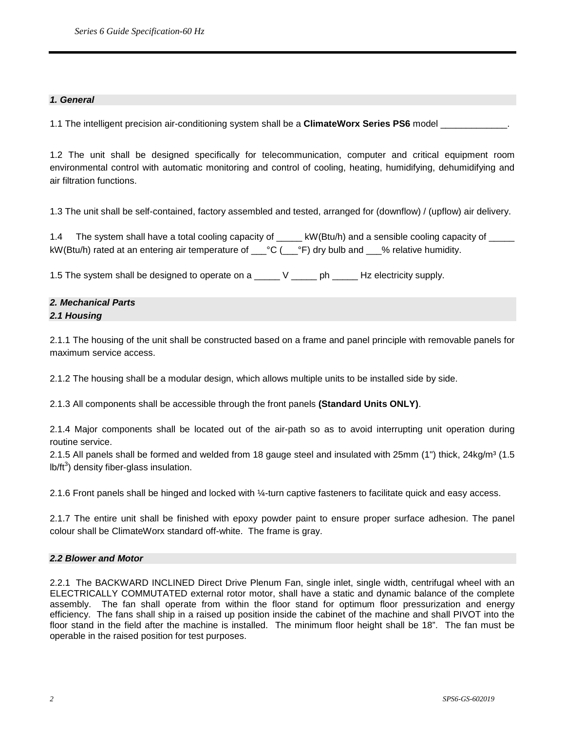### *1. General*

1.1 The intelligent precision air-conditioning system shall be a **ClimateWorx Series PS6** model _____________.

1.2 The unit shall be designed specifically for telecommunication, computer and critical equipment room environmental control with automatic monitoring and control of cooling, heating, humidifying, dehumidifying and air filtration functions.

1.3 The unit shall be self-contained, factory assembled and tested, arranged for (downflow) / (upflow) air delivery.

1.4 The system shall have a total cooling capacity of _____ kW(Btu/h) and a sensible cooling capacity of _____ kW(Btu/h) rated at an entering air temperature of ___°C (___°F) dry bulb and ___% relative humidity.

1.5 The system shall be designed to operate on a _____ V _____ ph _____ Hz electricity supply.

### *2. Mechanical Parts*

#### *2.1 Housing*

2.1.1 The housing of the unit shall be constructed based on a frame and panel principle with removable panels for maximum service access.

2.1.2 The housing shall be a modular design, which allows multiple units to be installed side by side.

2.1.3 All components shall be accessible through the front panels **(Standard Units ONLY)**.

2.1.4 Major components shall be located out of the air-path so as to avoid interrupting unit operation during routine service.

2.1.5 All panels shall be formed and welded from 18 gauge steel and insulated with 25mm (1") thick, 24kg/m³ (1.5 lb/ft$^3$) density fiber-glass insulation.

2.1.6 Front panels shall be hinged and locked with ¼-turn captive fasteners to facilitate quick and easy access.

2.1.7 The entire unit shall be finished with epoxy powder paint to ensure proper surface adhesion. The panel colour shall be ClimateWorx standard off-white. The frame is gray.

#### *2.2 Blower and Motor*

2.2.1 The BACKWARD INCLINED Direct Drive Plenum Fan, single inlet, single width, centrifugal wheel with an ELECTRICALLY COMMUTATED external rotor motor, shall have a static and dynamic balance of the complete assembly. The fan shall operate from within the floor stand for optimum floor pressurization and energy efficiency. The fans shall ship in a raised up position inside the cabinet of the machine and shall PIVOT into the floor stand in the field after the machine is installed. The minimum floor height shall be 18". The fan must be operable in the raised position for test purposes.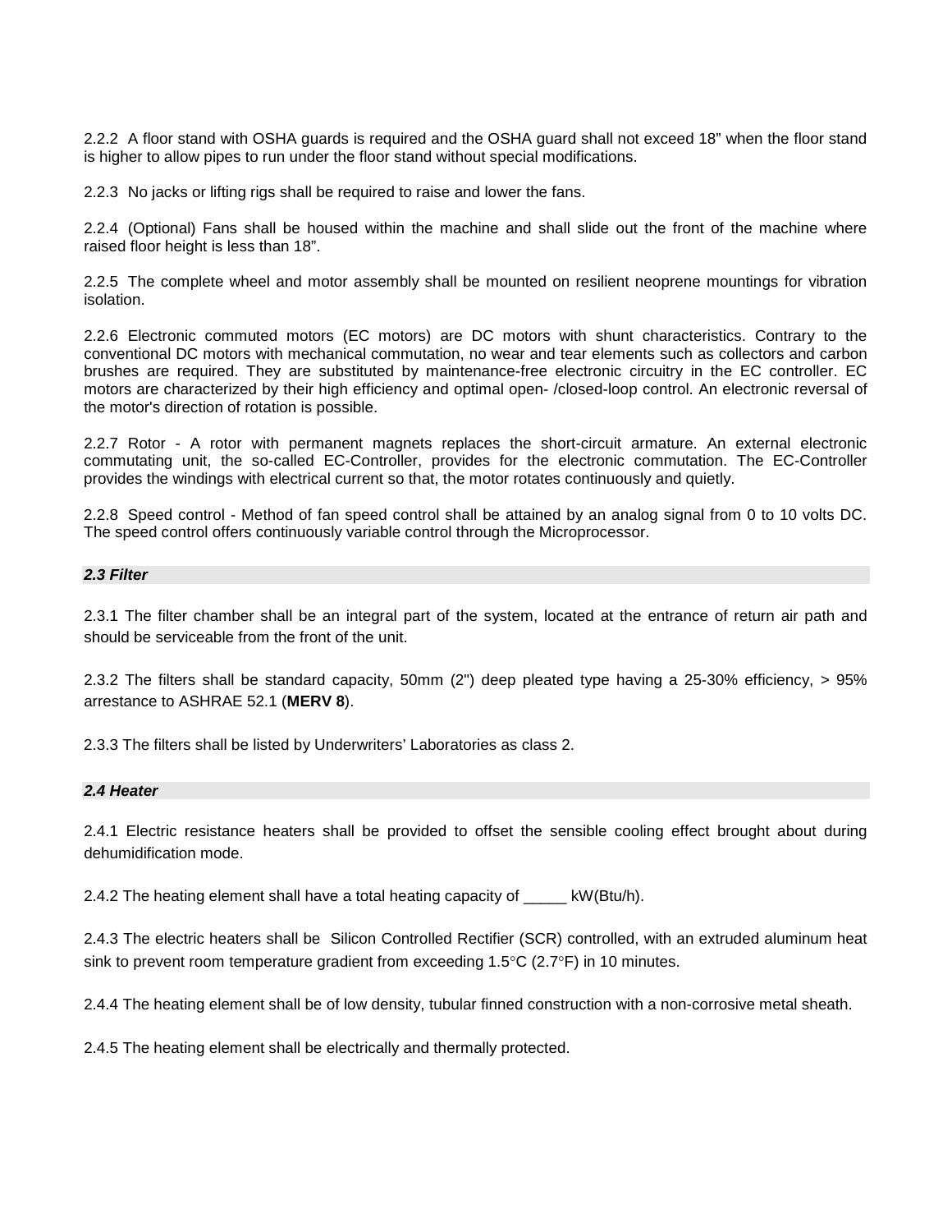2.2.2 A floor stand with OSHA guards is required and the OSHA guard shall not exceed 18" when the floor stand is higher to allow pipes to run under the floor stand without special modifications.

2.2.3 No jacks or lifting rigs shall be required to raise and lower the fans.

2.2.4 (Optional) Fans shall be housed within the machine and shall slide out the front of the machine where raised floor height is less than 18".

2.2.5 The complete wheel and motor assembly shall be mounted on resilient neoprene mountings for vibration isolation.

2.2.6 Electronic commuted motors (EC motors) are DC motors with shunt characteristics. Contrary to the conventional DC motors with mechanical commutation, no wear and tear elements such as collectors and carbon brushes are required. They are substituted by maintenance-free electronic circuitry in the EC controller. EC motors are characterized by their high efficiency and optimal open- /closed-loop control. An electronic reversal of the motor's direction of rotation is possible.

2.2.7 Rotor - A rotor with permanent magnets replaces the short-circuit armature. An external electronic commutating unit, the so-called EC-Controller, provides for the electronic commutation. The EC-Controller provides the windings with electrical current so that, the motor rotates continuously and quietly.

2.2.8 Speed control - Method of fan speed control shall be attained by an analog signal from 0 to 10 volts DC. The speed control offers continuously variable control through the Microprocessor.

### *2.3 Filter*

2.3.1 The filter chamber shall be an integral part of the system, located at the entrance of return air path and should be serviceable from the front of the unit.

2.3.2 The filters shall be standard capacity, 50mm (2") deep pleated type having a 25-30% efficiency, > 95% arrestance to ASHRAE 52.1 (**MERV 8**).

2.3.3 The filters shall be listed by Underwriters' Laboratories as class 2.

### *2.4 Heater*

2.4.1 Electric resistance heaters shall be provided to offset the sensible cooling effect brought about during dehumidification mode.

2.4.2 The heating element shall have a total heating capacity of _____ kW(Btu/h).

2.4.3 The electric heaters shall be Silicon Controlled Rectifier (SCR) controlled, with an extruded aluminum heat sink to prevent room temperature gradient from exceeding 1.5°C (2.7°F) in 10 minutes.

2.4.4 The heating element shall be of low density, tubular finned construction with a non-corrosive metal sheath.

2.4.5 The heating element shall be electrically and thermally protected.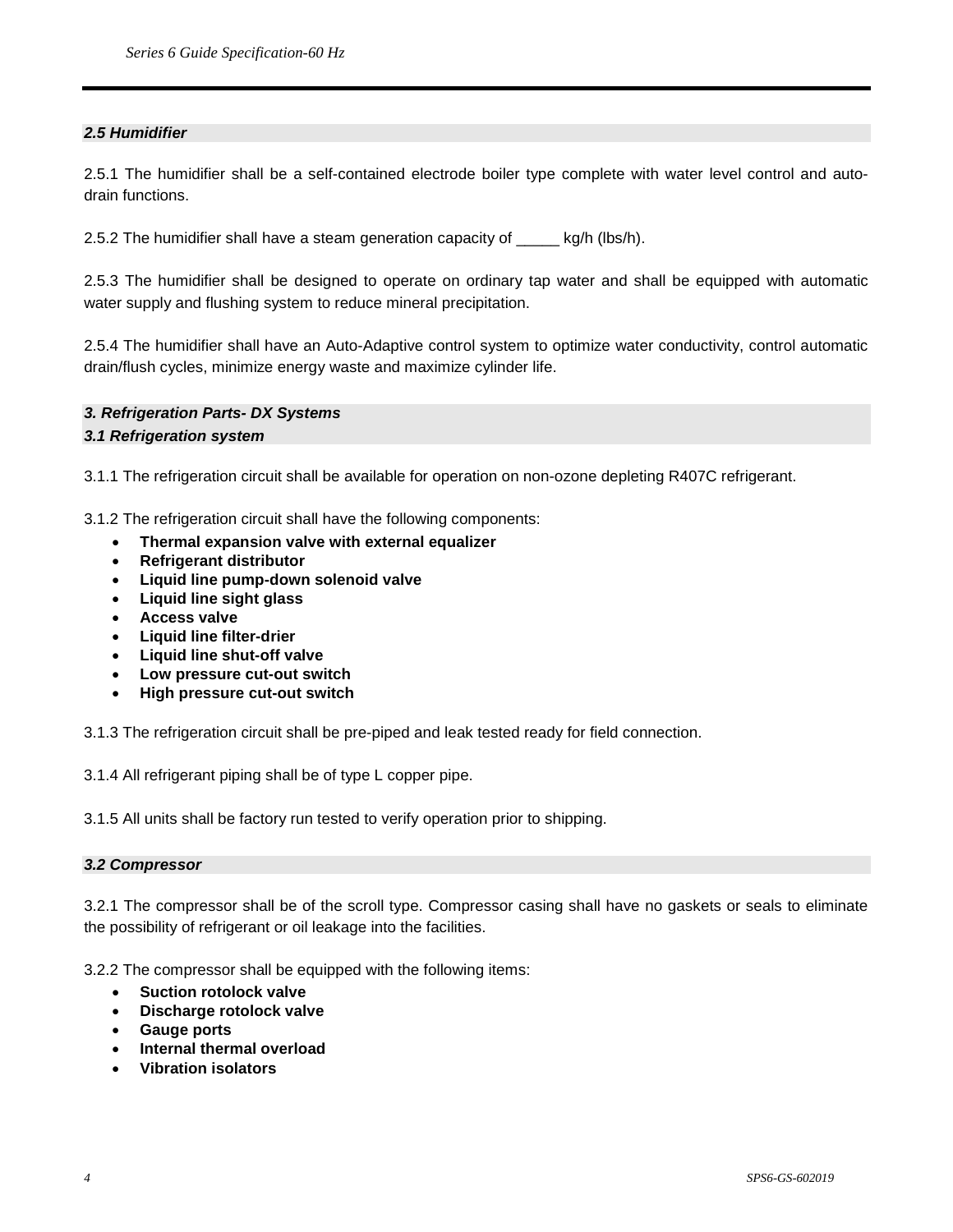### *2.5 Humidifier*

2.5.1 The humidifier shall be a self-contained electrode boiler type complete with water level control and auto-drain functions.

2.5.2 The humidifier shall have a steam generation capacity of _____ kg/h (lbs/h).

2.5.3 The humidifier shall be designed to operate on ordinary tap water and shall be equipped with automatic water supply and flushing system to reduce mineral precipitation.

2.5.4 The humidifier shall have an Auto-Adaptive control system to optimize water conductivity, control automatic drain/flush cycles, minimize energy waste and maximize cylinder life.

## *3. Refrigeration Parts- DX Systems*

### *3.1 Refrigeration system*

3.1.1 The refrigeration circuit shall be available for operation on non-ozone depleting R407C refrigerant.

3.1.2 The refrigeration circuit shall have the following components:

- **Thermal expansion valve with external equalizer**
- **Refrigerant distributor**
- **Liquid line pump-down solenoid valve**
- **Liquid line sight glass**
- **Access valve**
- **Liquid line filter-drier**
- **Liquid line shut-off valve**
- **Low pressure cut-out switch**
- **High pressure cut-out switch**

3.1.3 The refrigeration circuit shall be pre-piped and leak tested ready for field connection.

3.1.4 All refrigerant piping shall be of type L copper pipe.

3.1.5 All units shall be factory run tested to verify operation prior to shipping.

### *3.2 Compressor*

3.2.1 The compressor shall be of the scroll type. Compressor casing shall have no gaskets or seals to eliminate the possibility of refrigerant or oil leakage into the facilities.

3.2.2 The compressor shall be equipped with the following items:

- **Suction rotolock valve**
- **Discharge rotolock valve**
- **Gauge ports**
- **Internal thermal overload**
- **Vibration isolators**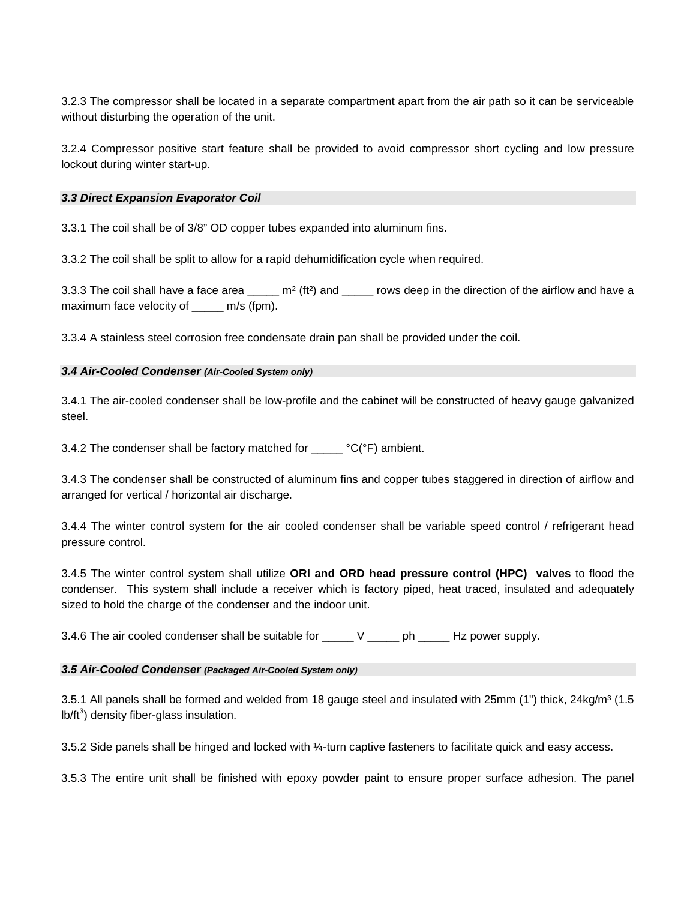3.2.3 The compressor shall be located in a separate compartment apart from the air path so it can be serviceable without disturbing the operation of the unit.

3.2.4 Compressor positive start feature shall be provided to avoid compressor short cycling and low pressure lockout during winter start-up.

### *3.3 Direct Expansion Evaporator Coil*

3.3.1 The coil shall be of 3/8" OD copper tubes expanded into aluminum fins.

3.3.2 The coil shall be split to allow for a rapid dehumidification cycle when required.

3.3.3 The coil shall have a face area _____ m² (ft²) and _____ rows deep in the direction of the airflow and have a maximum face velocity of _____ m/s (fpm).

3.3.4 A stainless steel corrosion free condensate drain pan shall be provided under the coil.

### *3.4 Air-Cooled Condenser (Air-Cooled System only)*

3.4.1 The air-cooled condenser shall be low-profile and the cabinet will be constructed of heavy gauge galvanized steel.

3.4.2 The condenser shall be factory matched for _____ °C(°F) ambient.

3.4.3 The condenser shall be constructed of aluminum fins and copper tubes staggered in direction of airflow and arranged for vertical / horizontal air discharge.

3.4.4 The winter control system for the air cooled condenser shall be variable speed control / refrigerant head pressure control.

3.4.5 The winter control system shall utilize **ORI and ORD head pressure control (HPC) valves** to flood the condenser. This system shall include a receiver which is factory piped, heat traced, insulated and adequately sized to hold the charge of the condenser and the indoor unit.

3.4.6 The air cooled condenser shall be suitable for _____ V _____ ph _____ Hz power supply.

### *3.5 Air-Cooled Condenser (Packaged Air-Cooled System only)*

3.5.1 All panels shall be formed and welded from 18 gauge steel and insulated with 25mm (1") thick, 24kg/m³ (1.5 lb/ft³) density fiber-glass insulation.

3.5.2 Side panels shall be hinged and locked with ¼-turn captive fasteners to facilitate quick and easy access.

3.5.3 The entire unit shall be finished with epoxy powder paint to ensure proper surface adhesion. The panel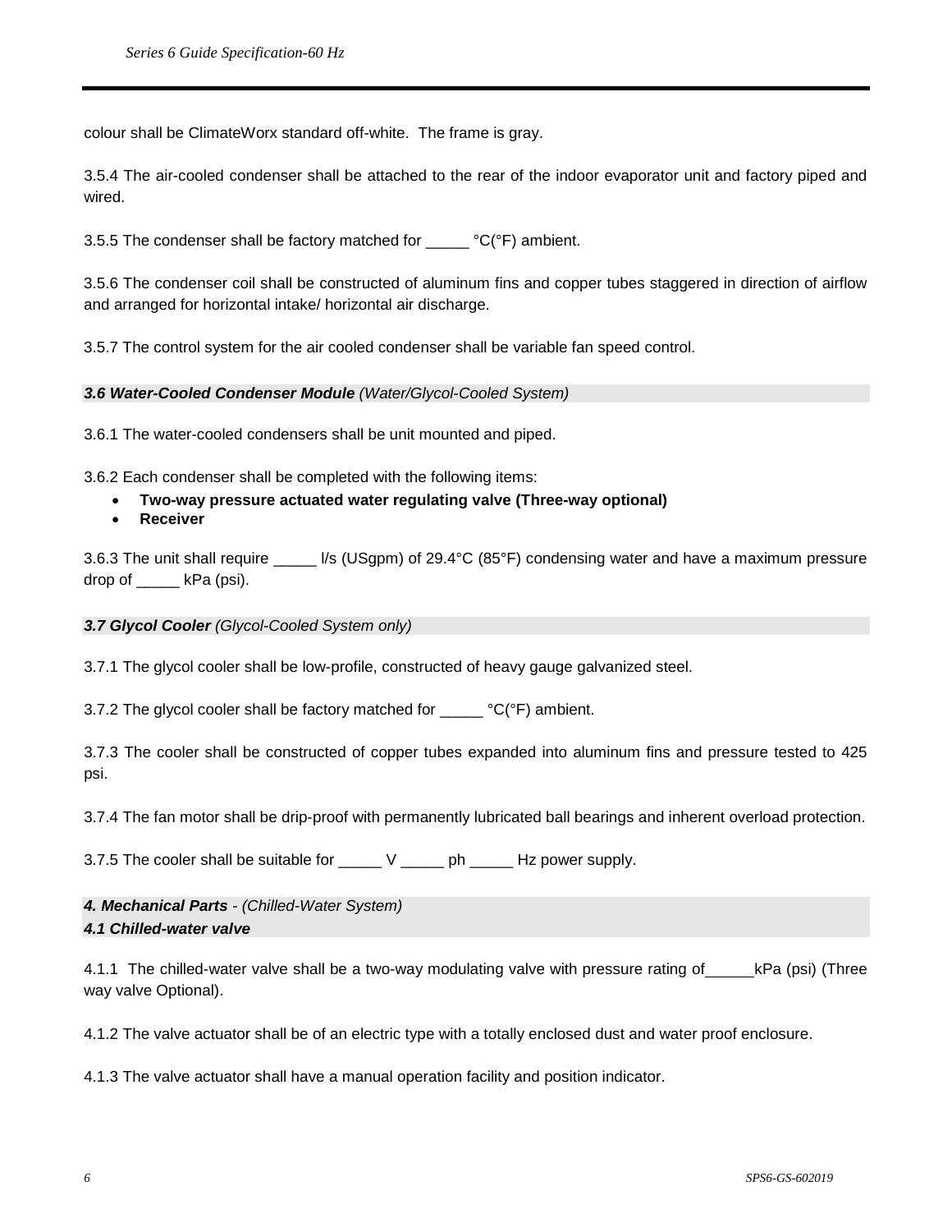colour shall be ClimateWorx standard off-white.  The frame is gray.

3.5.4 The air-cooled condenser shall be attached to the rear of the indoor evaporator unit and factory piped and wired.

3.5.5 The condenser shall be factory matched for _____ °C(°F) ambient.

3.5.6 The condenser coil shall be constructed of aluminum fins and copper tubes staggered in direction of airflow and arranged for horizontal intake/ horizontal air discharge.

3.5.7 The control system for the air cooled condenser shall be variable fan speed control.

### ***3.6 Water-Cooled Condenser Module*** *(Water/Glycol-Cooled System)*

3.6.1 The water-cooled condensers shall be unit mounted and piped.

3.6.2 Each condenser shall be completed with the following items:

- **Two-way pressure actuated water regulating valve (Three-way optional)**
- **Receiver**

3.6.3 The unit shall require _____ l/s (USgpm) of 29.4°C (85°F) condensing water and have a maximum pressure drop of _____ kPa (psi).

### ***3.7 Glycol Cooler*** *(Glycol-Cooled System only)*

3.7.1 The glycol cooler shall be low-profile, constructed of heavy gauge galvanized steel.

3.7.2 The glycol cooler shall be factory matched for _____ °C(°F) ambient.

3.7.3 The cooler shall be constructed of copper tubes expanded into aluminum fins and pressure tested to 425 psi.

3.7.4 The fan motor shall be drip-proof with permanently lubricated ball bearings and inherent overload protection.

3.7.5 The cooler shall be suitable for _____ V _____ ph _____ Hz power supply.

## ***4. Mechanical Parts*** *- (Chilled-Water System)*

### ***4.1 Chilled-water valve***

4.1.1 The chilled-water valve shall be a two-way modulating valve with pressure rating of_____kPa (psi) (Three way valve Optional).

4.1.2 The valve actuator shall be of an electric type with a totally enclosed dust and water proof enclosure.

4.1.3 The valve actuator shall have a manual operation facility and position indicator.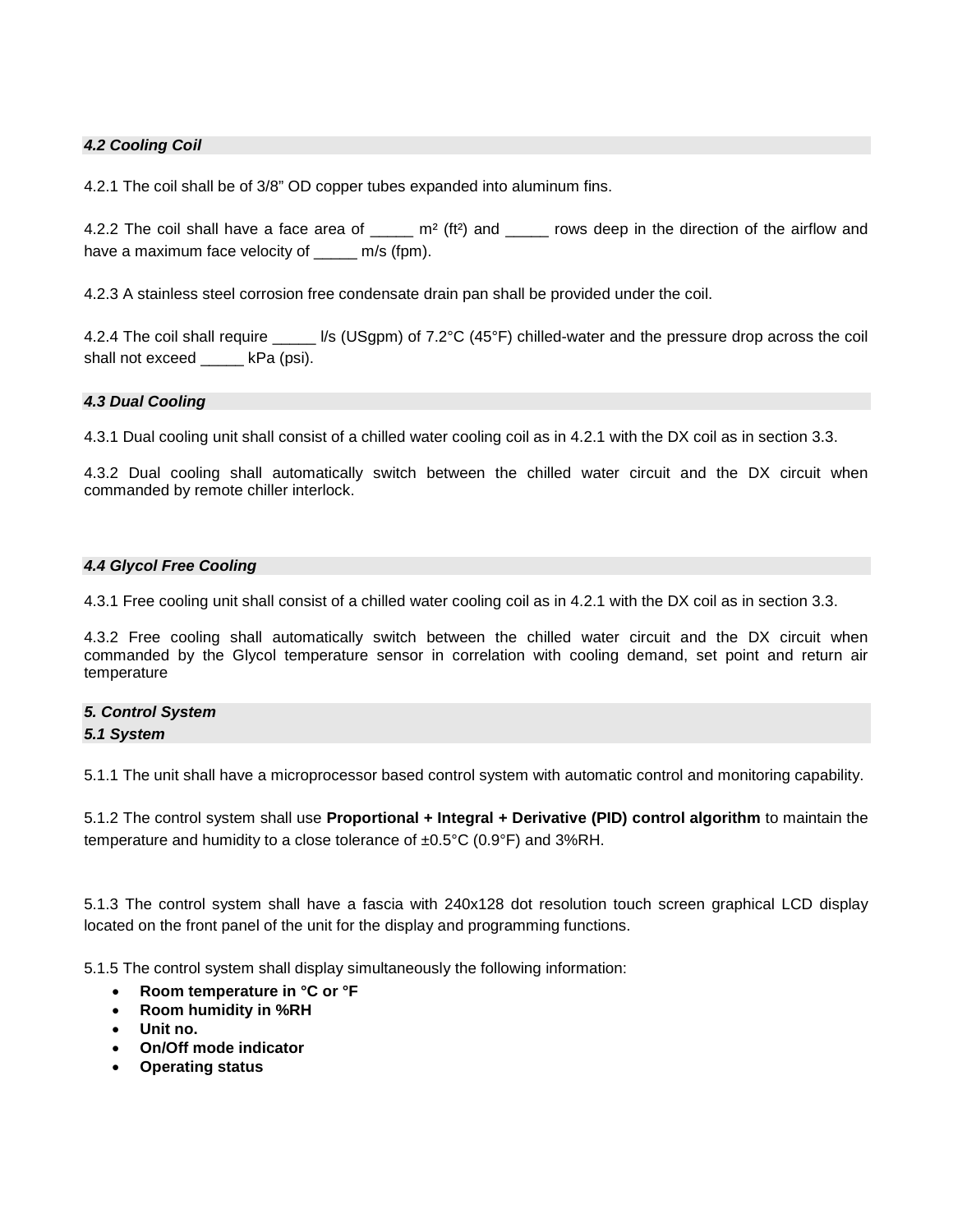### *4.2 Cooling Coil*

4.2.1 The coil shall be of 3/8” OD copper tubes expanded into aluminum fins.

4.2.2 The coil shall have a face area of _____ m² (ft²) and _____ rows deep in the direction of the airflow and have a maximum face velocity of _____ m/s (fpm).

4.2.3 A stainless steel corrosion free condensate drain pan shall be provided under the coil.

4.2.4 The coil shall require _____ l/s (USgpm) of 7.2°C (45°F) chilled-water and the pressure drop across the coil shall not exceed _____ kPa (psi).

### *4.3 Dual Cooling*

4.3.1 Dual cooling unit shall consist of a chilled water cooling coil as in 4.2.1 with the DX coil as in section 3.3.

4.3.2 Dual cooling shall automatically switch between the chilled water circuit and the DX circuit when commanded by remote chiller interlock.

### *4.4 Glycol Free Cooling*

4.3.1 Free cooling unit shall consist of a chilled water cooling coil as in 4.2.1 with the DX coil as in section 3.3.

4.3.2 Free cooling shall automatically switch between the chilled water circuit and the DX circuit when commanded by the Glycol temperature sensor in correlation with cooling demand, set point and return air temperature

## *5. Control System*

### *5.1 System*

5.1.1 The unit shall have a microprocessor based control system with automatic control and monitoring capability.

5.1.2 The control system shall use **Proportional + Integral + Derivative (PID) control algorithm** to maintain the temperature and humidity to a close tolerance of ±0.5°C (0.9°F) and 3%RH.

5.1.3 The control system shall have a fascia with 240x128 dot resolution touch screen graphical LCD display located on the front panel of the unit for the display and programming functions.

5.1.5 The control system shall display simultaneously the following information:

- **Room temperature in °C or °F**
- **Room humidity in %RH**
- **Unit no.**
- **On/Off mode indicator**
- **Operating status**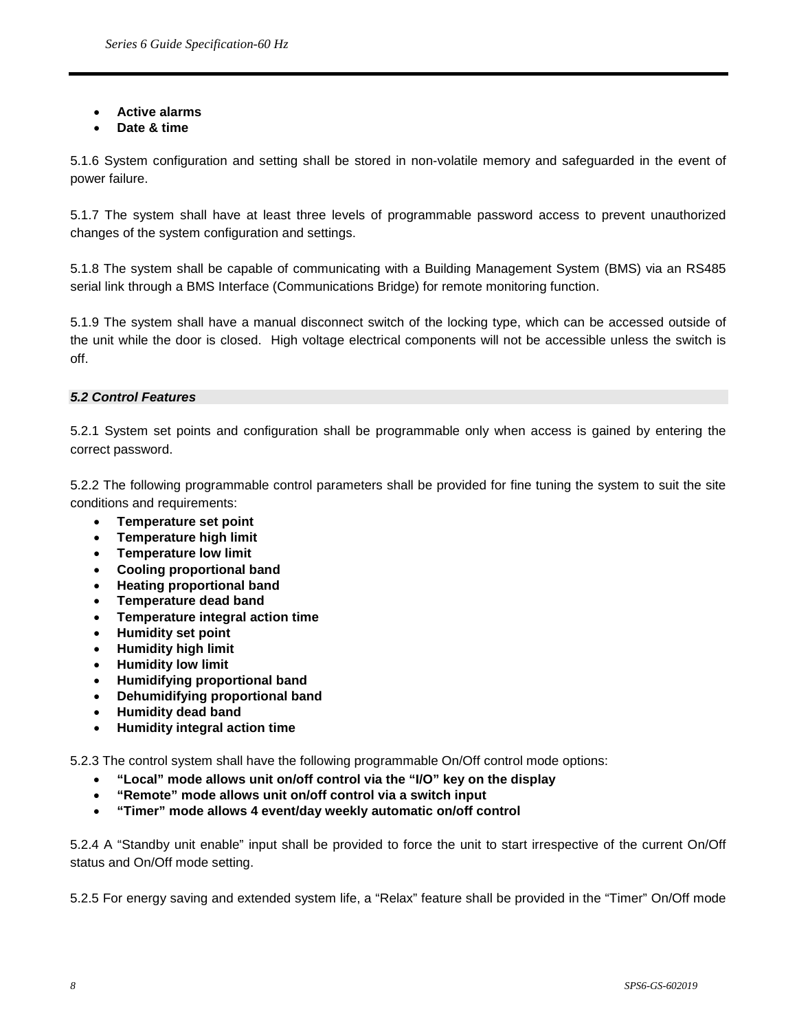- **Active alarms**
- **Date & time**

5.1.6 System configuration and setting shall be stored in non-volatile memory and safeguarded in the event of power failure.

5.1.7 The system shall have at least three levels of programmable password access to prevent unauthorized changes of the system configuration and settings.

5.1.8 The system shall be capable of communicating with a Building Management System (BMS) via an RS485 serial link through a BMS Interface (Communications Bridge) for remote monitoring function.

5.1.9 The system shall have a manual disconnect switch of the locking type, which can be accessed outside of the unit while the door is closed. High voltage electrical components will not be accessible unless the switch is off.

### *5.2 Control Features*

5.2.1 System set points and configuration shall be programmable only when access is gained by entering the correct password.

5.2.2 The following programmable control parameters shall be provided for fine tuning the system to suit the site conditions and requirements:

- **Temperature set point**
- **Temperature high limit**
- **Temperature low limit**
- **Cooling proportional band**
- **Heating proportional band**
- **Temperature dead band**
- **Temperature integral action time**
- **Humidity set point**
- **Humidity high limit**
- **Humidity low limit**
- **Humidifying proportional band**
- **Dehumidifying proportional band**
- **Humidity dead band**
- **Humidity integral action time**

5.2.3 The control system shall have the following programmable On/Off control mode options:

- **"Local" mode allows unit on/off control via the "I/O" key on the display**
- **"Remote" mode allows unit on/off control via a switch input**
- **"Timer" mode allows 4 event/day weekly automatic on/off control**

5.2.4 A "Standby unit enable" input shall be provided to force the unit to start irrespective of the current On/Off status and On/Off mode setting.

5.2.5 For energy saving and extended system life, a "Relax" feature shall be provided in the "Timer" On/Off mode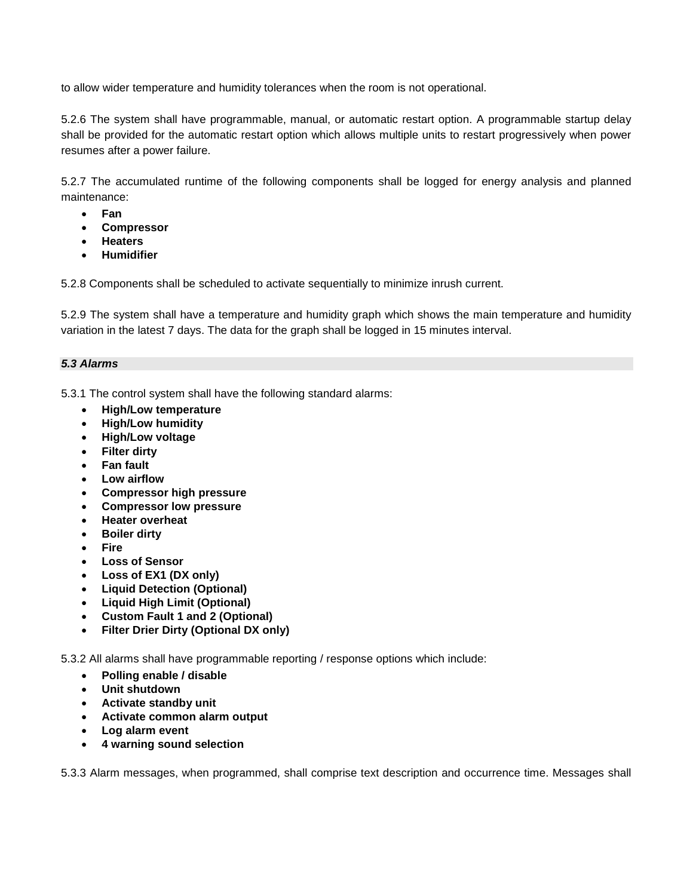to allow wider temperature and humidity tolerances when the room is not operational.

5.2.6 The system shall have programmable, manual, or automatic restart option. A programmable startup delay shall be provided for the automatic restart option which allows multiple units to restart progressively when power resumes after a power failure.

5.2.7 The accumulated runtime of the following components shall be logged for energy analysis and planned maintenance:

- **Fan**
- **Compressor**
- **Heaters**
- **Humidifier**

5.2.8 Components shall be scheduled to activate sequentially to minimize inrush current.

5.2.9 The system shall have a temperature and humidity graph which shows the main temperature and humidity variation in the latest 7 days. The data for the graph shall be logged in 15 minutes interval.

### *5.3 Alarms*

5.3.1 The control system shall have the following standard alarms:

- **High/Low temperature**
- **High/Low humidity**
- **High/Low voltage**
- **Filter dirty**
- **Fan fault**
- **Low airflow**
- **Compressor high pressure**
- **Compressor low pressure**
- **Heater overheat**
- **Boiler dirty**
- **Fire**
- **Loss of Sensor**
- **Loss of EX1 (DX only)**
- **Liquid Detection (Optional)**
- **Liquid High Limit (Optional)**
- **Custom Fault 1 and 2 (Optional)**
- **Filter Drier Dirty (Optional DX only)**

5.3.2 All alarms shall have programmable reporting / response options which include:

- **Polling enable / disable**
- **Unit shutdown**
- **Activate standby unit**
- **Activate common alarm output**
- **Log alarm event**
- **4 warning sound selection**

5.3.3 Alarm messages, when programmed, shall comprise text description and occurrence time. Messages shall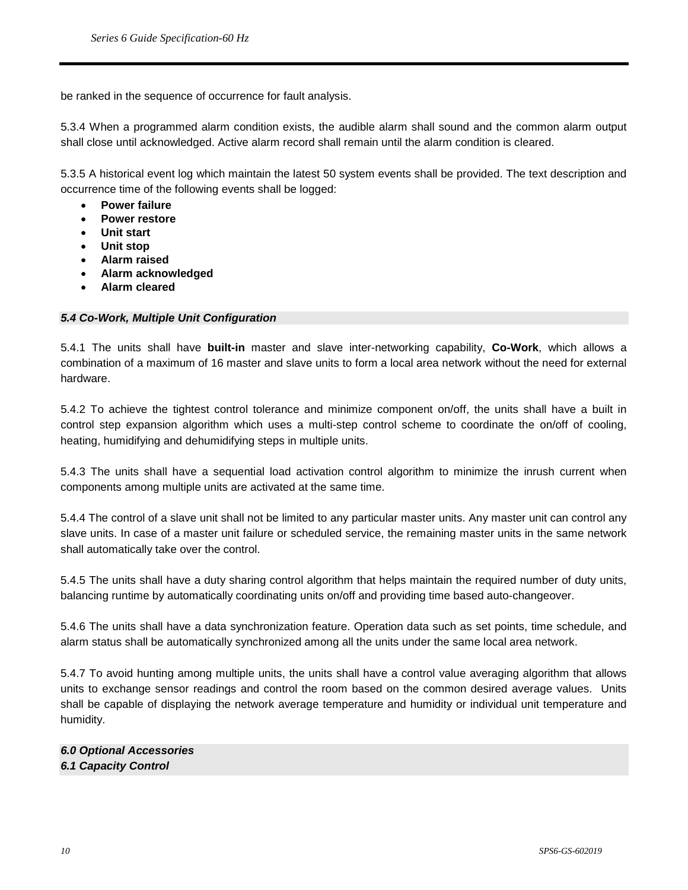be ranked in the sequence of occurrence for fault analysis.

5.3.4 When a programmed alarm condition exists, the audible alarm shall sound and the common alarm output shall close until acknowledged. Active alarm record shall remain until the alarm condition is cleared.

5.3.5 A historical event log which maintain the latest 50 system events shall be provided. The text description and occurrence time of the following events shall be logged:

- **Power failure**
- **Power restore**
- **Unit start**
- **Unit stop**
- **Alarm raised**
- **Alarm acknowledged**
- **Alarm cleared**

### *5.4 Co-Work, Multiple Unit Configuration*

5.4.1 The units shall have **built-in** master and slave inter-networking capability, **Co-Work**, which allows a combination of a maximum of 16 master and slave units to form a local area network without the need for external hardware.

5.4.2 To achieve the tightest control tolerance and minimize component on/off, the units shall have a built in control step expansion algorithm which uses a multi-step control scheme to coordinate the on/off of cooling, heating, humidifying and dehumidifying steps in multiple units.

5.4.3 The units shall have a sequential load activation control algorithm to minimize the inrush current when components among multiple units are activated at the same time.

5.4.4 The control of a slave unit shall not be limited to any particular master units. Any master unit can control any slave units. In case of a master unit failure or scheduled service, the remaining master units in the same network shall automatically take over the control.

5.4.5 The units shall have a duty sharing control algorithm that helps maintain the required number of duty units, balancing runtime by automatically coordinating units on/off and providing time based auto-changeover.

5.4.6 The units shall have a data synchronization feature. Operation data such as set points, time schedule, and alarm status shall be automatically synchronized among all the units under the same local area network.

5.4.7 To avoid hunting among multiple units, the units shall have a control value averaging algorithm that allows units to exchange sensor readings and control the room based on the common desired average values. Units shall be capable of displaying the network average temperature and humidity or individual unit temperature and humidity.

## *6.0 Optional Accessories*

### *6.1 Capacity Control*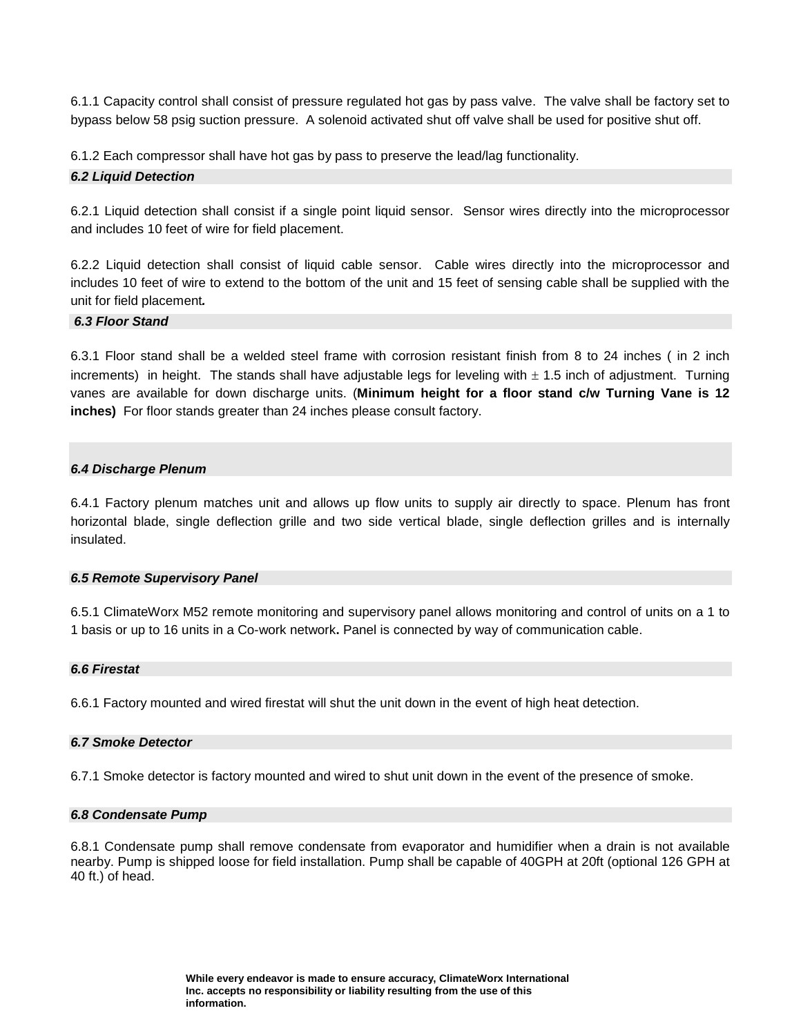6.1.1 Capacity control shall consist of pressure regulated hot gas by pass valve. The valve shall be factory set to bypass below 58 psig suction pressure. A solenoid activated shut off valve shall be used for positive shut off.

6.1.2 Each compressor shall have hot gas by pass to preserve the lead/lag functionality.

### *6.2 Liquid Detection*

6.2.1 Liquid detection shall consist if a single point liquid sensor. Sensor wires directly into the microprocessor and includes 10 feet of wire for field placement.

6.2.2 Liquid detection shall consist of liquid cable sensor. Cable wires directly into the microprocessor and includes 10 feet of wire to extend to the bottom of the unit and 15 feet of sensing cable shall be supplied with the unit for field placement.

### *6.3 Floor Stand*

6.3.1 Floor stand shall be a welded steel frame with corrosion resistant finish from 8 to 24 inches ( in 2 inch increments) in height. The stands shall have adjustable legs for leveling with ± 1.5 inch of adjustment. Turning vanes are available for down discharge units. (**Minimum height for a floor stand c/w Turning Vane is 12 inches)** For floor stands greater than 24 inches please consult factory.

### *6.4 Discharge Plenum*

6.4.1 Factory plenum matches unit and allows up flow units to supply air directly to space. Plenum has front horizontal blade, single deflection grille and two side vertical blade, single deflection grilles and is internally insulated.

### *6.5 Remote Supervisory Panel*

6.5.1 ClimateWorx M52 remote monitoring and supervisory panel allows monitoring and control of units on a 1 to 1 basis or up to 16 units in a Co-work network**.** Panel is connected by way of communication cable.

### *6.6 Firestat*

6.6.1 Factory mounted and wired firestat will shut the unit down in the event of high heat detection.

### *6.7 Smoke Detector*

6.7.1 Smoke detector is factory mounted and wired to shut unit down in the event of the presence of smoke.

### *6.8 Condensate Pump*

6.8.1 Condensate pump shall remove condensate from evaporator and humidifier when a drain is not available nearby. Pump is shipped loose for field installation. Pump shall be capable of 40GPH at 20ft (optional 126 GPH at 40 ft.) of head.